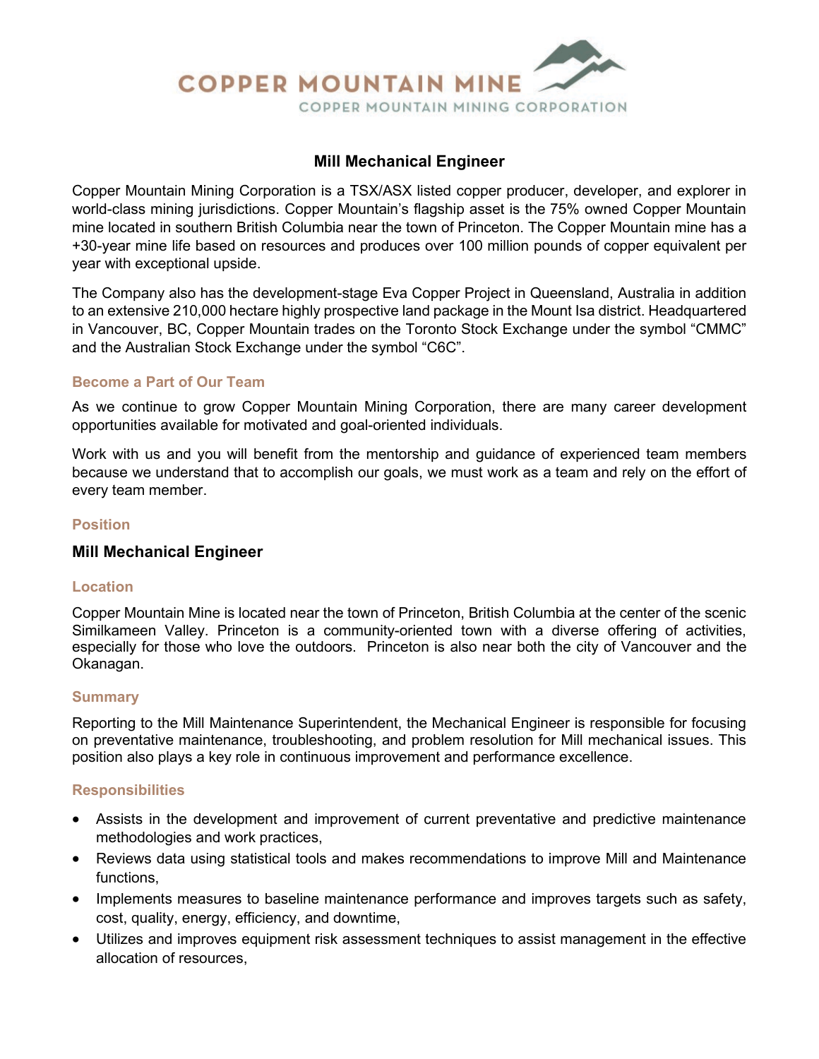COPPER MOUNTAIN MINE

COPPER MOUNTAIN MINING CORPORATION

# Mill Mechanical Engineer

Copper Mountain Mining Corporation is a TSX/ASX listed copper producer, developer, and explorer in world-class mining jurisdictions. Copper Mountain's flagship asset is the 75% owned Copper Mountain mine located in southern British Columbia near the town of Princeton. The Copper Mountain mine has a +30-year mine life based on resources and produces over 100 million pounds of copper equivalent per year with exceptional upside.

The Company also has the development-stage Eva Copper Project in Queensland, Australia in addition to an extensive 210,000 hectare highly prospective land package in the Mount Isa district. Headquartered in Vancouver, BC, Copper Mountain trades on the Toronto Stock Exchange under the symbol "CMMC" and the Australian Stock Exchange under the symbol "C6C".

## Become a Part of Our Team

As we continue to grow Copper Mountain Mining Corporation, there are many career development opportunities available for motivated and goal-oriented individuals.

Work with us and you will benefit from the mentorship and guidance of experienced team members because we understand that to accomplish our goals, we must work as a team and rely on the effort of every team member.

## Position

### Mill Mechanical Engineer

## Location

Copper Mountain Mine is located near the town of Princeton, British Columbia at the center of the scenic Similkameen Valley. Princeton is a community-oriented town with a diverse offering of activities, especially for those who love the outdoors. Princeton is also near both the city of Vancouver and the Okanagan.

## Summary

Reporting to the Mill Maintenance Superintendent, the Mechanical Engineer is responsible for focusing on preventative maintenance, troubleshooting, and problem resolution for Mill mechanical issues. This position also plays a key role in continuous improvement and performance excellence.

## Responsibilities

- Assists in the development and improvement of current preventative and predictive maintenance methodologies and work practices,
- Reviews data using statistical tools and makes recommendations to improve Mill and Maintenance functions,
- Implements measures to baseline maintenance performance and improves targets such as safety, cost, quality, energy, efficiency, and downtime,
- Utilizes and improves equipment risk assessment techniques to assist management in the effective allocation of resources,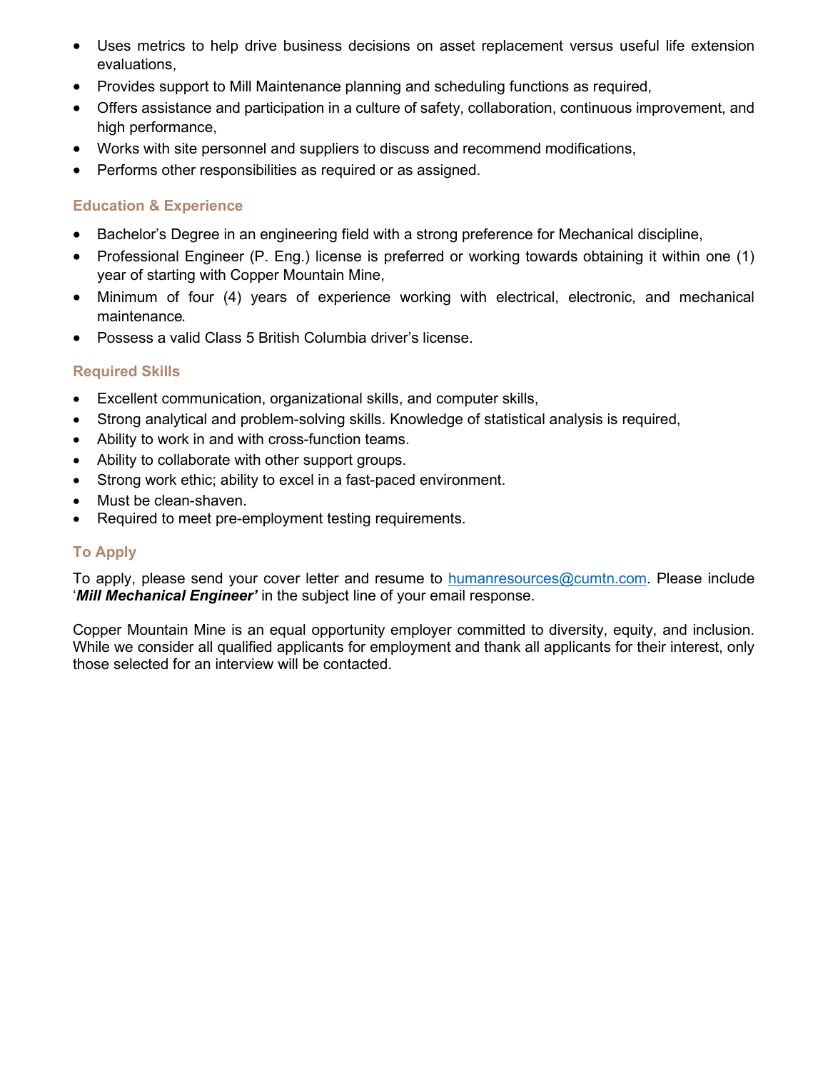- Uses metrics to help drive business decisions on asset replacement versus useful life extension evaluations,
- Provides support to Mill Maintenance planning and scheduling functions as required,
- Offers assistance and participation in a culture of safety, collaboration, continuous improvement, and high performance,
- Works with site personnel and suppliers to discuss and recommend modifications,
- Performs other responsibilities as required or as assigned.

### Education & Experience

- Bachelor's Degree in an engineering field with a strong preference for Mechanical discipline,
- Professional Engineer (P. Eng.) license is preferred or working towards obtaining it within one (1) year of starting with Copper Mountain Mine,
- Minimum of four (4) years of experience working with electrical, electronic, and mechanical maintenance.
- Possess a valid Class 5 British Columbia driver's license.

### Required Skills

- Excellent communication, organizational skills, and computer skills,
- Strong analytical and problem-solving skills. Knowledge of statistical analysis is required,
- Ability to work in and with cross-function teams.
- Ability to collaborate with other support groups.
- Strong work ethic; ability to excel in a fast-paced environment.
- Must be clean-shaven.
- Required to meet pre-employment testing requirements.

### To Apply

To apply, please send your cover letter and resume to humanresources@cumtn.com. Please include '***Mill Mechanical Engineer'*** in the subject line of your email response.

Copper Mountain Mine is an equal opportunity employer committed to diversity, equity, and inclusion. While we consider all qualified applicants for employment and thank all applicants for their interest, only those selected for an interview will be contacted.